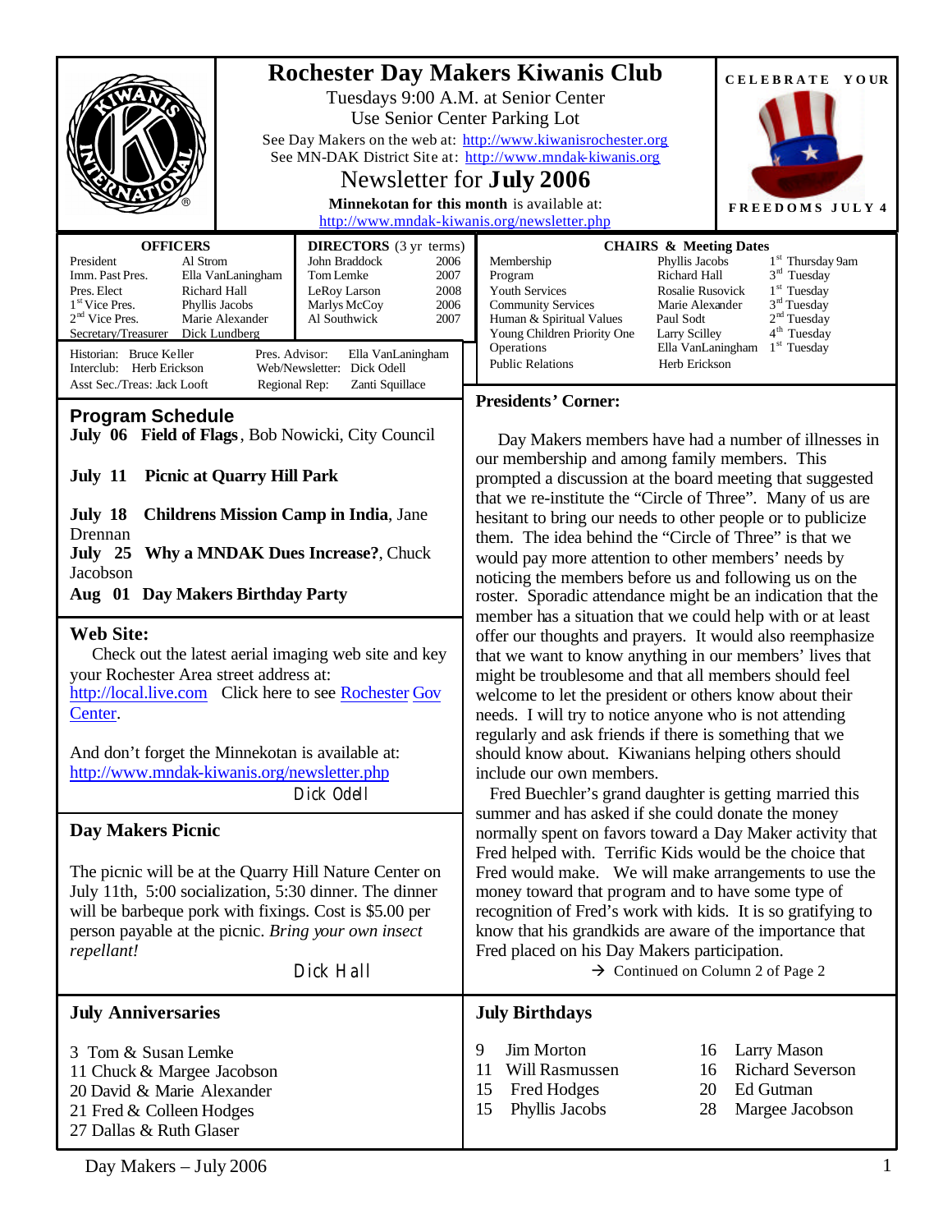# Rochester Day Makers Kiwanis Club

Tuesdays 9:00 A.M. at Senior Center

Use Senior Center Parking Lot

See Day Makers on the web at: http://www.kiwanisrochester.org

See MN-DAK District Site at: http://www.mndak-kiwanis.org

## Newsletter for July 2006

**Minnekotan for this month** is available at: http://www.mndak-kiwanis.org/newsletter.php

CELEBRATE YOUR FREEDOMS JULY 4

**OFFICERS**

| | |
|---|---|
| President | Al Strom |
| Imm. Past Pres. | Ella VanLaningham |
| Pres. Elect | Richard Hall |
| 1st Vice Pres. | Phyllis Jacobs |
| 2nd Vice Pres. | Marie Alexander |
| Secretary/Treasurer | Dick Lundberg |

**DIRECTORS** (3 yr terms)

| | |
|---|---|
| John Braddock | 2006 |
| Tom Lemke | 2007 |
| LeRoy Larson | 2008 |
| Marlys McCoy | 2006 |
| Al Southwick | 2007 |

Historian: Bruce Keller  
Interclub: Herb Erickson  
Asst Sec./Treas: Jack Looft  
Pres. Advisor: Ella VanLaningham  
Web/Newsletter: Dick Odell  
Regional Rep: Zanti Squillace

**CHAIRS & Meeting Dates**

| | | |
|---|---|---|
| Membership | Phyllis Jacobs | 1st Thursday 9am |
| Program | Richard Hall | 3rd Tuesday |
| Youth Services | Rosalie Rusovick | 1st Tuesday |
| Community Services | Marie Alexander | 3rd Tuesday |
| Human & Spiritual Values | Paul Sodt | 2nd Tuesday |
| Young Children Priority One | Larry Scilley | 4th Tuesday |
| Operations | Ella VanLaningham | 1st Tuesday |
| Public Relations | Herb Erickson | |

## Program Schedule

**July 06 Field of Flags**, Bob Nowicki, City Council

**July 11 Picnic at Quarry Hill Park**

**July 18 Childrens Mission Camp in India**, Jane Drennan

**July 25 Why a MNDAK Dues Increase?**, Chuck Jacobson

**Aug 01 Day Makers Birthday Party**

## Web Site:

Check out the latest aerial imaging web site and key your Rochester Area street address at: http://local.live.com Click here to see Rochester Gov Center.

And don't forget the Minnekotan is available at: http://www.mndak-kiwanis.org/newsletter.php

Dick Odell

## Day Makers Picnic

The picnic will be at the Quarry Hill Nature Center on July 11th, 5:00 socialization, 5:30 dinner. The dinner will be barbeque pork with fixings. Cost is $5.00 per person payable at the picnic. *Bring your own insect repellant!*

Dick Hall

## Presidents' Corner:

Day Makers members have had a number of illnesses in our membership and among family members. This prompted a discussion at the board meeting that suggested that we re-institute the "Circle of Three". Many of us are hesitant to bring our needs to other people or to publicize them. The idea behind the "Circle of Three" is that we would pay more attention to other members' needs by noticing the members before us and following us on the roster. Sporadic attendance might be an indication that the member has a situation that we could help with or at least offer our thoughts and prayers. It would also reemphasize that we want to know anything in our members' lives that might be troublesome and that all members should feel welcome to let the president or others know about their needs. I will try to notice anyone who is not attending regularly and ask friends if there is something that we should know about. Kiwanians helping others should include our own members.

Fred Buechler's grand daughter is getting married this summer and has asked if she could donate the money normally spent on favors toward a Day Maker activity that Fred helped with. Terrific Kids would be the choice that Fred would make. We will make arrangements to use the money toward that program and to have some type of recognition of Fred's work with kids. It is so gratifying to know that his grandkids are aware of the importance that Fred placed on his Day Makers participation.

→ Continued on Column 2 of Page 2

## July Anniversaries

3 Tom & Susan Lemke  
11 Chuck & Margee Jacobson  
20 David & Marie Alexander  
21 Fred & Colleen Hodges  
27 Dallas & Ruth Glaser

## July Birthdays

9 Jim Morton  
11 Will Rasmussen  
15 Fred Hodges  
15 Phyllis Jacobs  
16 Larry Mason  
16 Richard Severson  
20 Ed Gutman  
28 Margee Jacobson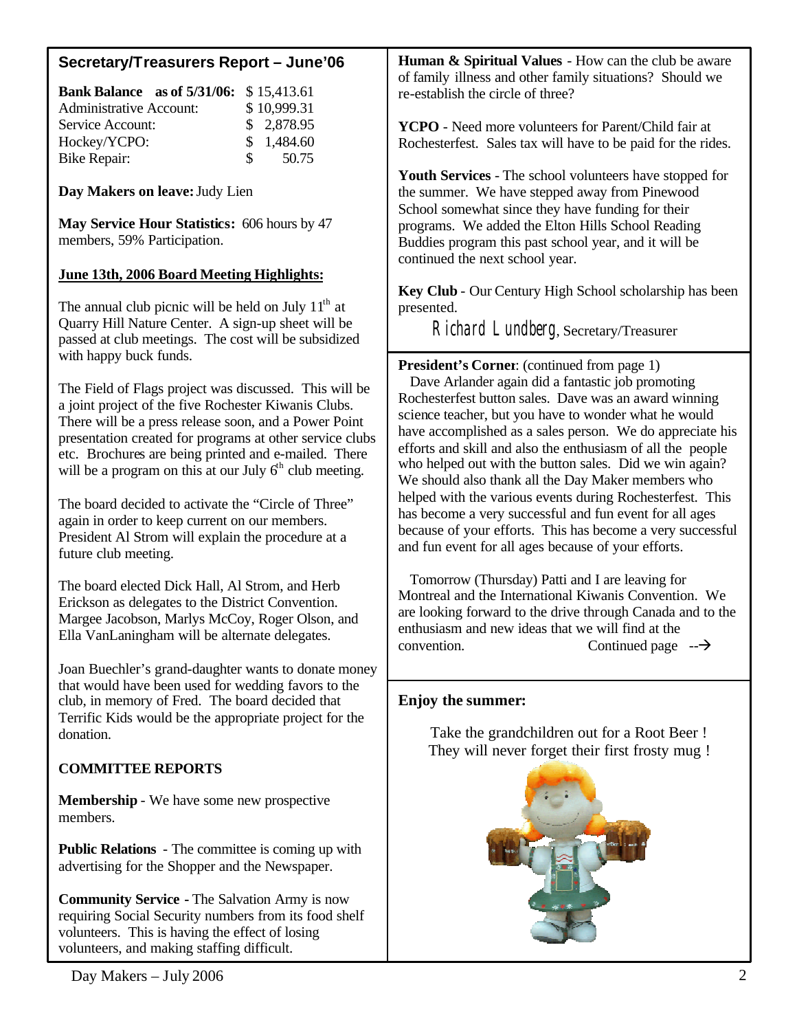## Secretary/Treasurers Report – June'06

| **Bank Balance as of 5/31/06:** | $ 15,413.61 |
|---|---|
| Administrative Account: | $ 10,999.31 |
| Service Account: | $ 2,878.95 |
| Hockey/YCPO: | $ 1,484.60 |
| Bike Repair: | $ 50.75 |

**Day Makers on leave:** Judy Lien

**May Service Hour Statistics:** 606 hours by 47 members, 59% Participation.

**June 13th, 2006 Board Meeting Highlights:**

The annual club picnic will be held on July 11th at Quarry Hill Nature Center. A sign-up sheet will be passed at club meetings. The cost will be subsidized with happy buck funds.

The Field of Flags project was discussed. This will be a joint project of the five Rochester Kiwanis Clubs. There will be a press release soon, and a Power Point presentation created for programs at other service clubs etc. Brochures are being printed and e-mailed. There will be a program on this at our July 6th club meeting.

The board decided to activate the "Circle of Three" again in order to keep current on our members. President Al Strom will explain the procedure at a future club meeting.

The board elected Dick Hall, Al Strom, and Herb Erickson as delegates to the District Convention. Margee Jacobson, Marlys McCoy, Roger Olson, and Ella VanLaningham will be alternate delegates.

Joan Buechler's grand-daughter wants to donate money that would have been used for wedding favors to the club, in memory of Fred. The board decided that Terrific Kids would be the appropriate project for the donation.

**COMMITTEE REPORTS**

**Membership** - We have some new prospective members.

**Public Relations** - The committee is coming up with advertising for the Shopper and the Newspaper.

**Community Service** - The Salvation Army is now requiring Social Security numbers from its food shelf volunteers. This is having the effect of losing volunteers, and making staffing difficult.

**Human & Spiritual Values** - How can the club be aware of family illness and other family situations? Should we re-establish the circle of three?

**YCPO** - Need more volunteers for Parent/Child fair at Rochesterfest. Sales tax will have to be paid for the rides.

**Youth Services** - The school volunteers have stopped for the summer. We have stepped away from Pinewood School somewhat since they have funding for their programs. We added the Elton Hills School Reading Buddies program this past school year, and it will be continued the next school year.

**Key Club** - Our Century High School scholarship has been presented.

Richard Lundberg, Secretary/Treasurer

**President's Corner**: (continued from page 1)

Dave Arlander again did a fantastic job promoting Rochesterfest button sales. Dave was an award winning science teacher, but you have to wonder what he would have accomplished as a sales person. We do appreciate his efforts and skill and also the enthusiasm of all the people who helped out with the button sales. Did we win again? We should also thank all the Day Maker members who helped with the various events during Rochesterfest. This has become a very successful and fun event for all ages because of your efforts. This has become a very successful and fun event for all ages because of your efforts.

Tomorrow (Thursday) Patti and I are leaving for Montreal and the International Kiwanis Convention. We are looking forward to the drive through Canada and to the enthusiasm and new ideas that we will find at the convention. Continued page -->

**Enjoy the summer:**

Take the grandchildren out for a Root Beer !
They will never forget their first frosty mug !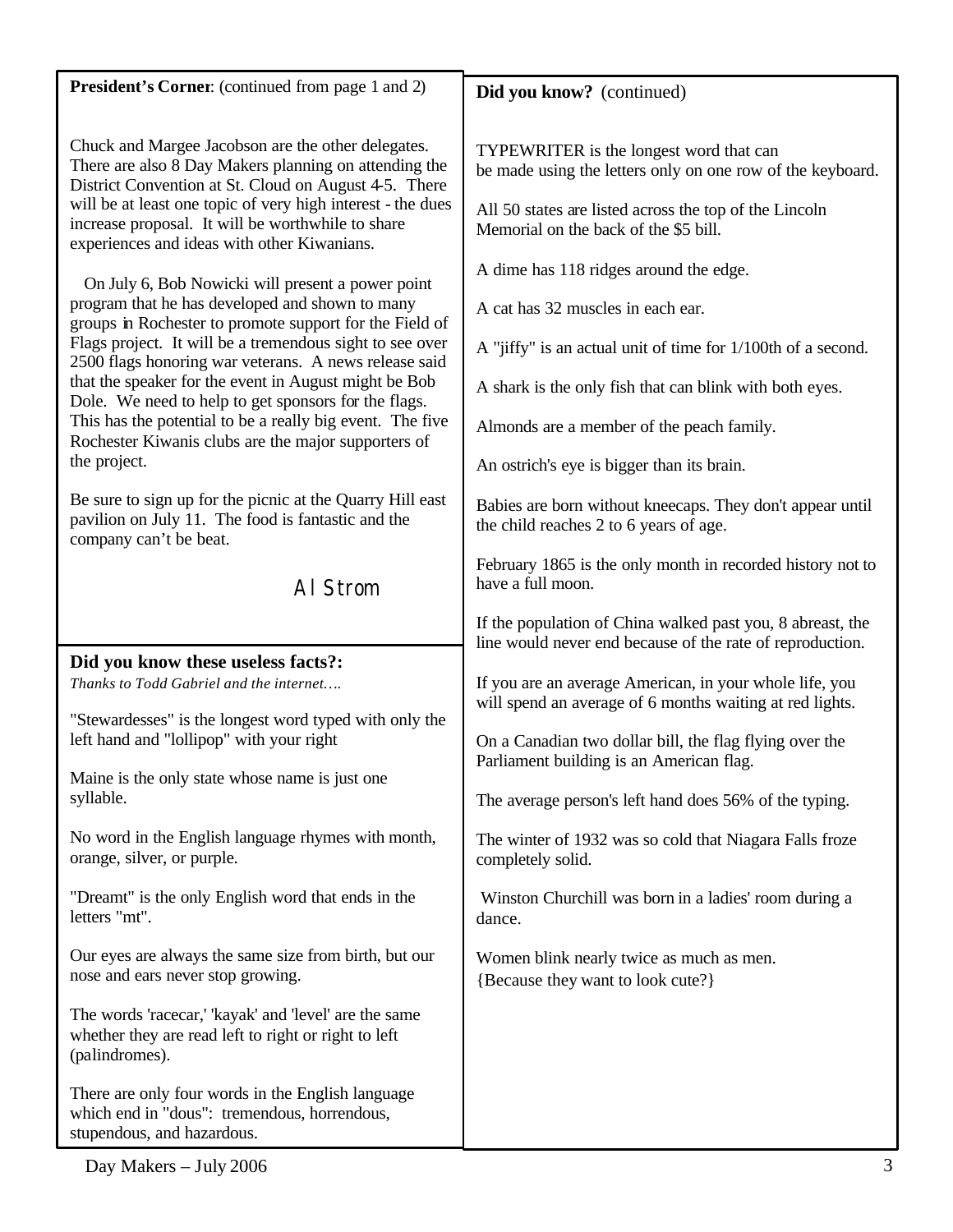**President's Corner**: (continued from page 1 and 2)

Chuck and Margee Jacobson are the other delegates. There are also 8 Day Makers planning on attending the District Convention at St. Cloud on August 4-5. There will be at least one topic of very high interest - the dues increase proposal. It will be worthwhile to share experiences and ideas with other Kiwanians.

On July 6, Bob Nowicki will present a power point program that he has developed and shown to many groups in Rochester to promote support for the Field of Flags project. It will be a tremendous sight to see over 2500 flags honoring war veterans. A news release said that the speaker for the event in August might be Bob Dole. We need to help to get sponsors for the flags. This has the potential to be a really big event. The five Rochester Kiwanis clubs are the major supporters of the project.

Be sure to sign up for the picnic at the Quarry Hill east pavilion on July 11. The food is fantastic and the company can't be beat.

Al Strom

**Did you know these useless facts?:**

*Thanks to Todd Gabriel and the internet….*

"Stewardesses" is the longest word typed with only the left hand and "lollipop" with your right

Maine is the only state whose name is just one syllable.

No word in the English language rhymes with month, orange, silver, or purple.

"Dreamt" is the only English word that ends in the letters "mt".

Our eyes are always the same size from birth, but our nose and ears never stop growing.

The words 'racecar,' 'kayak' and 'level' are the same whether they are read left to right or right to left (palindromes).

There are only four words in the English language which end in "dous": tremendous, horrendous, stupendous, and hazardous.

**Did you know?** (continued)

TYPEWRITER is the longest word that can be made using the letters only on one row of the keyboard.

All 50 states are listed across the top of the Lincoln Memorial on the back of the $5 bill.

A dime has 118 ridges around the edge.

A cat has 32 muscles in each ear.

A "jiffy" is an actual unit of time for 1/100th of a second.

A shark is the only fish that can blink with both eyes.

Almonds are a member of the peach family.

An ostrich's eye is bigger than its brain.

Babies are born without kneecaps. They don't appear until the child reaches 2 to 6 years of age.

February 1865 is the only month in recorded history not to have a full moon.

If the population of China walked past you, 8 abreast, the line would never end because of the rate of reproduction.

If you are an average American, in your whole life, you will spend an average of 6 months waiting at red lights.

On a Canadian two dollar bill, the flag flying over the Parliament building is an American flag.

The average person's left hand does 56% of the typing.

The winter of 1932 was so cold that Niagara Falls froze completely solid.

Winston Churchill was born in a ladies' room during a dance.

Women blink nearly twice as much as men.
{Because they want to look cute?}

Day Makers – July 2006